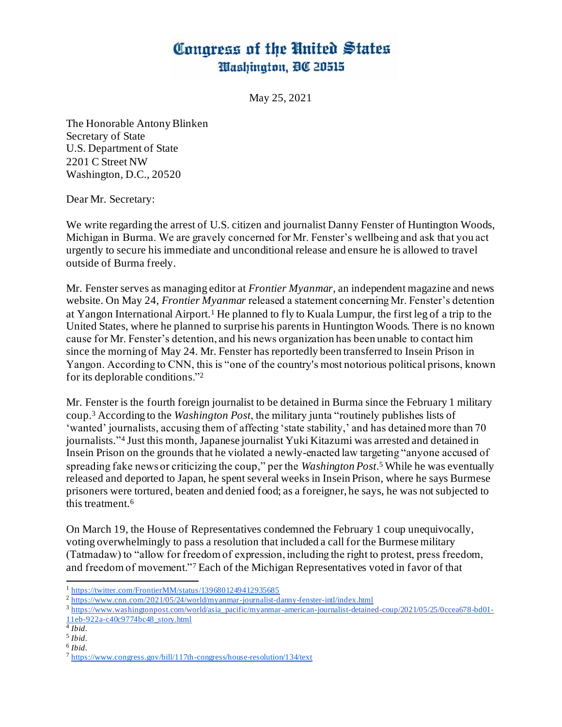# Congress of the United States
## Washington, DC 20515

May 25, 2021

The Honorable Antony Blinken
Secretary of State
U.S. Department of State
2201 C Street NW
Washington, D.C., 20520

Dear Mr. Secretary:

We write regarding the arrest of U.S. citizen and journalist Danny Fenster of Huntington Woods, Michigan in Burma. We are gravely concerned for Mr. Fenster's wellbeing and ask that you act urgently to secure his immediate and unconditional release and ensure he is allowed to travel outside of Burma freely.

Mr. Fenster serves as managing editor at *Frontier Myanmar*, an independent magazine and news website. On May 24, *Frontier Myanmar* released a statement concerning Mr. Fenster's detention at Yangon International Airport.[1] He planned to fly to Kuala Lumpur, the first leg of a trip to the United States, where he planned to surprise his parents in Huntington Woods. There is no known cause for Mr. Fenster's detention, and his news organization has been unable to contact him since the morning of May 24. Mr. Fenster has reportedly been transferred to Insein Prison in Yangon. According to CNN, this is "one of the country's most notorious political prisons, known for its deplorable conditions."[2]

Mr. Fenster is the fourth foreign journalist to be detained in Burma since the February 1 military coup.[3] According to the *Washington Post*, the military junta "routinely publishes lists of 'wanted' journalists, accusing them of affecting 'state stability,' and has detained more than 70 journalists."[4] Just this month, Japanese journalist Yuki Kitazumi was arrested and detained in Insein Prison on the grounds that he violated a newly-enacted law targeting "anyone accused of spreading fake news or criticizing the coup," per the *Washington Post*.[5] While he was eventually released and deported to Japan, he spent several weeks in Insein Prison, where he says Burmese prisoners were tortured, beaten and denied food; as a foreigner, he says, he was not subjected to this treatment.[6]

On March 19, the House of Representatives condemned the February 1 coup unequivocally, voting overwhelmingly to pass a resolution that included a call for the Burmese military (Tatmadaw) to "allow for freedom of expression, including the right to protest, press freedom, and freedom of movement."[7] Each of the Michigan Representatives voted in favor of that

---

[1] https://twitter.com/FrontierMM/status/1396801249412935685

[2] https://www.cnn.com/2021/05/24/world/myanmar-journalist-danny-fenster-intl/index.html

[3] https://www.washingtonpost.com/world/asia_pacific/myanmar-american-journalist-detained-coup/2021/05/25/0ccea678-bd01-11eb-922a-c40c9774bc48_story.html

[4] *Ibid*.

[5] *Ibid*.

[6] *Ibid*.

[7] https://www.congress.gov/bill/117th-congress/house-resolution/134/text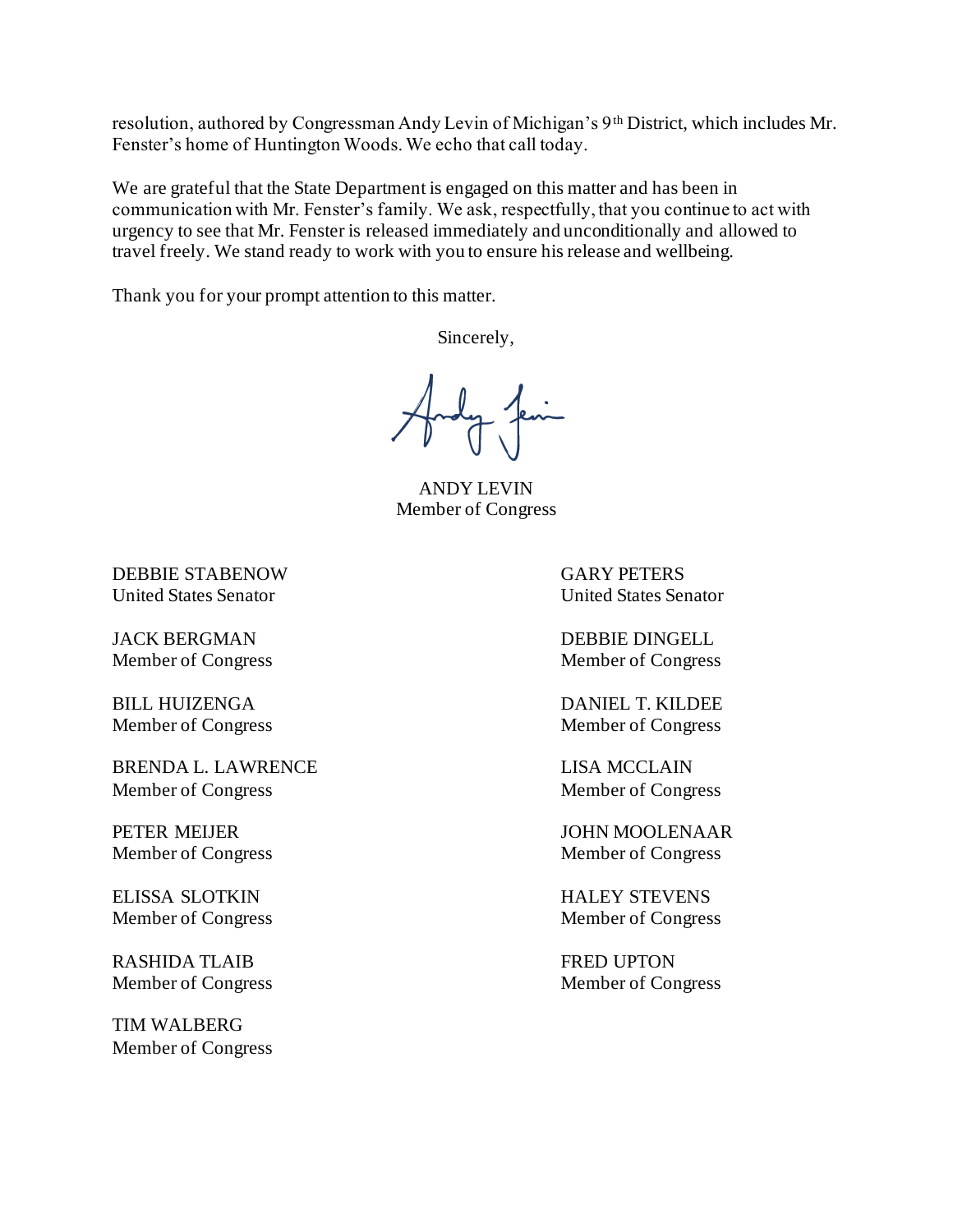resolution, authored by Congressman Andy Levin of Michigan's 9th District, which includes Mr. Fenster's home of Huntington Woods. We echo that call today.

We are grateful that the State Department is engaged on this matter and has been in communication with Mr. Fenster's family. We ask, respectfully, that you continue to act with urgency to see that Mr. Fenster is released immediately and unconditionally and allowed to travel freely. We stand ready to work with you to ensure his release and wellbeing.

Thank you for your prompt attention to this matter.

Sincerely,

ANDY LEVIN
Member of Congress

DEBBIE STABENOW
United States Senator

GARY PETERS
United States Senator

JACK BERGMAN
Member of Congress

DEBBIE DINGELL
Member of Congress

BILL HUIZENGA
Member of Congress

DANIEL T. KILDEE
Member of Congress

BRENDA L. LAWRENCE
Member of Congress

LISA MCCLAIN
Member of Congress

PETER MEIJER
Member of Congress

JOHN MOOLENAAR
Member of Congress

ELISSA SLOTKIN
Member of Congress

HALEY STEVENS
Member of Congress

RASHIDA TLAIB
Member of Congress

FRED UPTON
Member of Congress

TIM WALBERG
Member of Congress